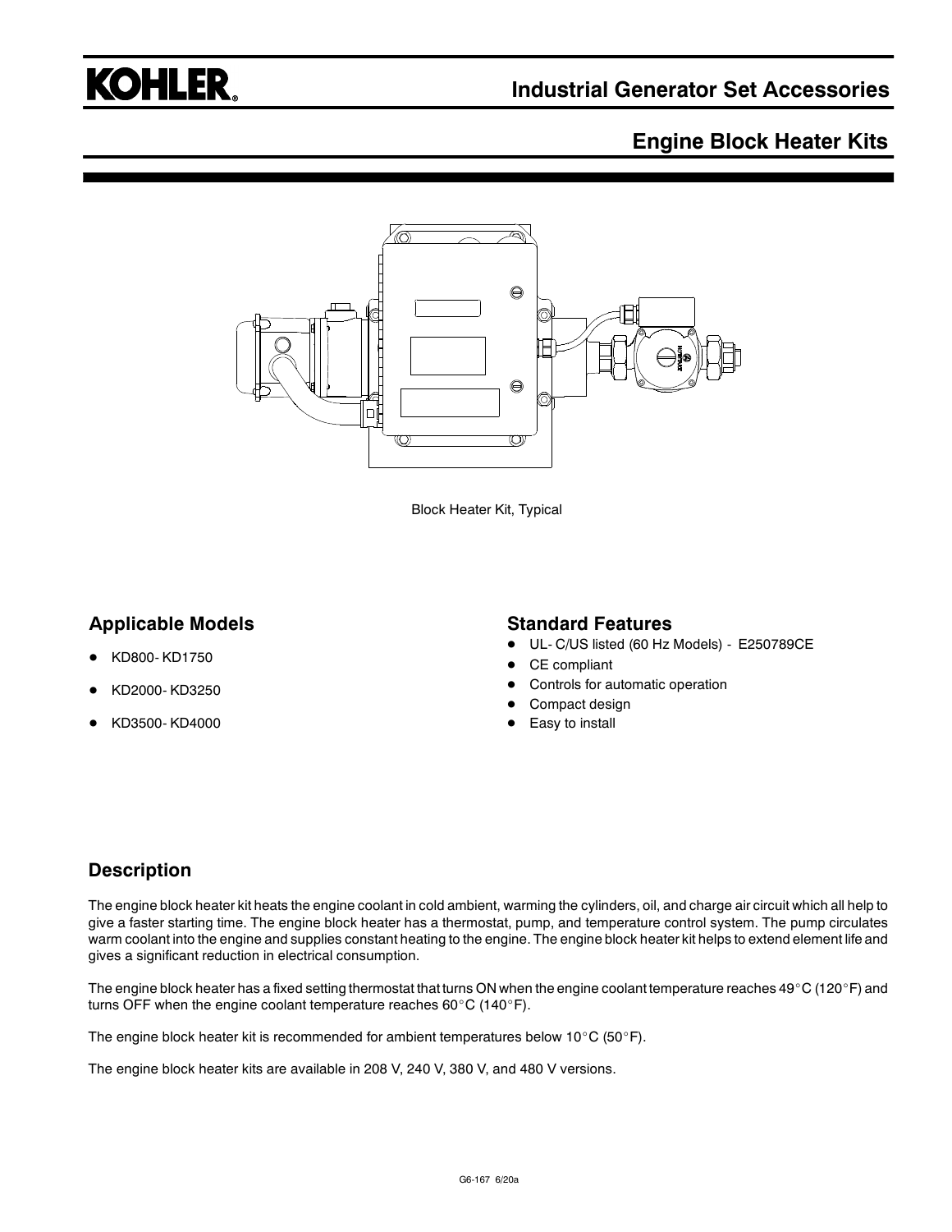# Industrial Generator Set Accessories

## Engine Block Heater Kits

Block Heater Kit, Typical

## Applicable Models

- KD800- KD1750
- KD2000- KD3250
- KD3500- KD4000

## Standard Features

- UL- C/US listed (60 Hz Models) - E250789CE
- CE compliant
- Controls for automatic operation
- Compact design
- Easy to install

## Description

The engine block heater kit heats the engine coolant in cold ambient, warming the cylinders, oil, and charge air circuit which all help to give a faster starting time. The engine block heater has a thermostat, pump, and temperature control system. The pump circulates warm coolant into the engine and supplies constant heating to the engine. The engine block heater kit helps to extend element life and gives a significant reduction in electrical consumption.

The engine block heater has a fixed setting thermostat that turns ON when the engine coolant temperature reaches 49°C (120°F) and turns OFF when the engine coolant temperature reaches 60°C (140°F).

The engine block heater kit is recommended for ambient temperatures below 10°C (50°F).

The engine block heater kits are available in 208 V, 240 V, 380 V, and 480 V versions.

G6-167 6/20a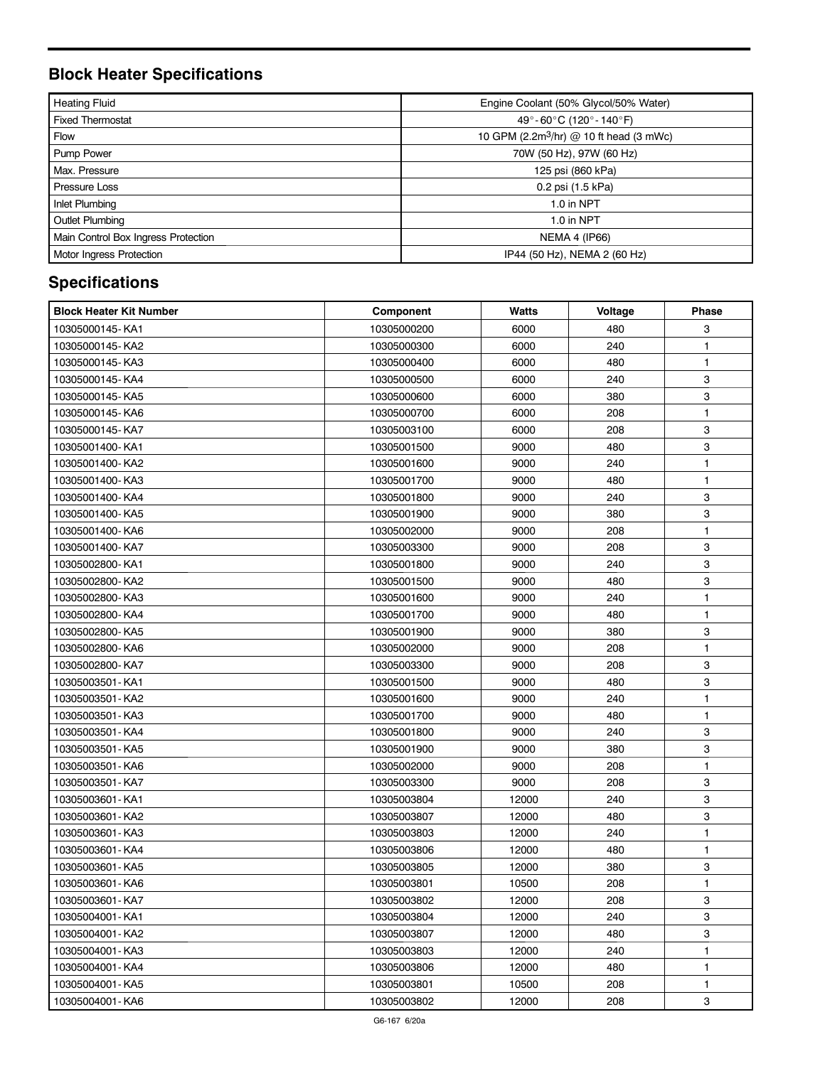## Block Heater Specifications

| | |
|---|---|
| Heating Fluid | Engine Coolant (50% Glycol/50% Water) |
| Fixed Thermostat | 49° - 60°C (120° - 140°F) |
| Flow | 10 GPM (2.2m$^3$/hr) @ 10 ft head (3 mWc) |
| Pump Power | 70W (50 Hz), 97W (60 Hz) |
| Max. Pressure | 125 psi (860 kPa) |
| Pressure Loss | 0.2 psi (1.5 kPa) |
| Inlet Plumbing | 1.0 in NPT |
| Outlet Plumbing | 1.0 in NPT |
| Main Control Box Ingress Protection | NEMA 4 (IP66) |
| Motor Ingress Protection | IP44 (50 Hz), NEMA 2 (60 Hz) |

## Specifications

| Block Heater Kit Number | Component | Watts | Voltage | Phase |
|---|---|---|---|---|
| 10305000145- KA1 | 10305000200 | 6000 | 480 | 3 |
| 10305000145- KA2 | 10305000300 | 6000 | 240 | 1 |
| 10305000145- KA3 | 10305000400 | 6000 | 480 | 1 |
| 10305000145- KA4 | 10305000500 | 6000 | 240 | 3 |
| 10305000145- KA5 | 10305000600 | 6000 | 380 | 3 |
| 10305000145- KA6 | 10305000700 | 6000 | 208 | 1 |
| 10305000145- KA7 | 10305003100 | 6000 | 208 | 3 |
| 10305001400- KA1 | 10305001500 | 9000 | 480 | 3 |
| 10305001400- KA2 | 10305001600 | 9000 | 240 | 1 |
| 10305001400- KA3 | 10305001700 | 9000 | 480 | 1 |
| 10305001400- KA4 | 10305001800 | 9000 | 240 | 3 |
| 10305001400- KA5 | 10305001900 | 9000 | 380 | 3 |
| 10305001400- KA6 | 10305002000 | 9000 | 208 | 1 |
| 10305001400- KA7 | 10305003300 | 9000 | 208 | 3 |
| 10305002800- KA1 | 10305001800 | 9000 | 240 | 3 |
| 10305002800- KA2 | 10305001500 | 9000 | 480 | 3 |
| 10305002800- KA3 | 10305001600 | 9000 | 240 | 1 |
| 10305002800- KA4 | 10305001700 | 9000 | 480 | 1 |
| 10305002800- KA5 | 10305001900 | 9000 | 380 | 3 |
| 10305002800- KA6 | 10305002000 | 9000 | 208 | 1 |
| 10305002800- KA7 | 10305003300 | 9000 | 208 | 3 |
| 10305003501- KA1 | 10305001500 | 9000 | 480 | 3 |
| 10305003501- KA2 | 10305001600 | 9000 | 240 | 1 |
| 10305003501- KA3 | 10305001700 | 9000 | 480 | 1 |
| 10305003501- KA4 | 10305001800 | 9000 | 240 | 3 |
| 10305003501- KA5 | 10305001900 | 9000 | 380 | 3 |
| 10305003501- KA6 | 10305002000 | 9000 | 208 | 1 |
| 10305003501- KA7 | 10305003300 | 9000 | 208 | 3 |
| 10305003601- KA1 | 10305003804 | 12000 | 240 | 3 |
| 10305003601- KA2 | 10305003807 | 12000 | 480 | 3 |
| 10305003601- KA3 | 10305003803 | 12000 | 240 | 1 |
| 10305003601- KA4 | 10305003806 | 12000 | 480 | 1 |
| 10305003601- KA5 | 10305003805 | 12000 | 380 | 3 |
| 10305003601- KA6 | 10305003801 | 10500 | 208 | 1 |
| 10305003601- KA7 | 10305003802 | 12000 | 208 | 3 |
| 10305004001- KA1 | 10305003804 | 12000 | 240 | 3 |
| 10305004001- KA2 | 10305003807 | 12000 | 480 | 3 |
| 10305004001- KA3 | 10305003803 | 12000 | 240 | 1 |
| 10305004001- KA4 | 10305003806 | 12000 | 480 | 1 |
| 10305004001- KA5 | 10305003801 | 10500 | 208 | 1 |
| 10305004001- KA6 | 10305003802 | 12000 | 208 | 3 |

G6-167 6/20a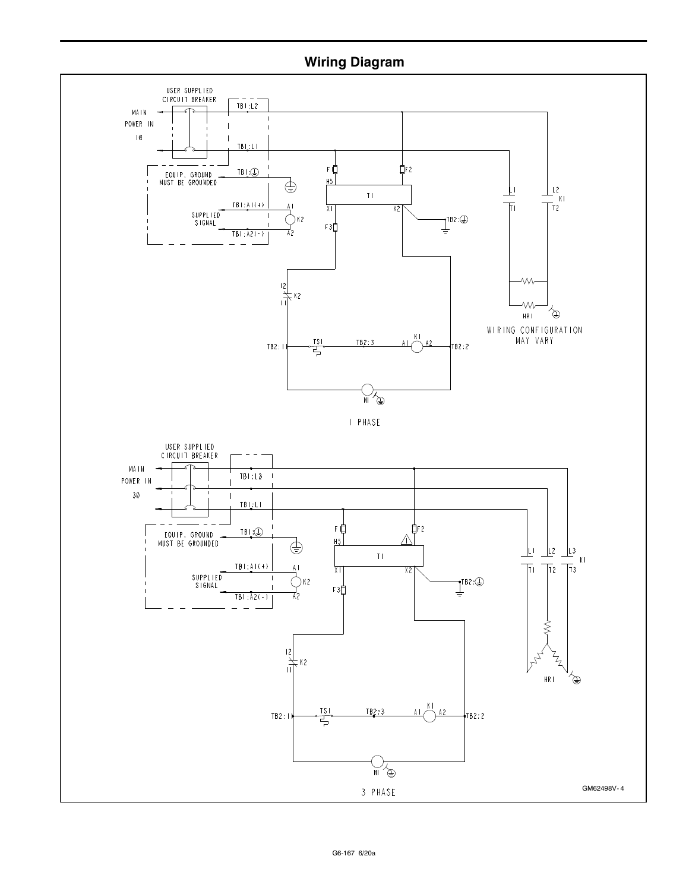## Wiring Diagram

USER SUPPLIED CIRCUIT BREAKER

MAIN POWER IN 1Ø

TB1:L2

TB1:L1

EQUIP. GROUND MUST BE GROUNDED

TB1:⏚

TB1:A1(+)

SUPPLIED SIGNAL

TB1:A2(-)

A1 K2 A2

F1 F2 H5 T1 X1 X2 TB2:⏚ F3

L1 L2 K1 T1 T2

HR1

WIRING CONFIGURATION MAY VARY

12 K2 11

TB2:1 TS1 TB2:3 A1 K1 A2 TB2:2

M1

1 PHASE

USER SUPPLIED CIRCUIT BREAKER

MAIN POWER IN 3Ø

TB1:L3

TB1:L1

EQUIP. GROUND MUST BE GROUNDED

TB1:⏚

TB1:A1(+)

SUPPLIED SIGNAL

TB1:A2(-)

A1 K2 A2

F F2 H5 T1 X1 X2 TB2:⏚ F3

L1 L2 L3 K1 T1 T2 T3

HR1

12 K2 11

TB2:1 TS1 TB2:3 A1 K1 A2 TB2:2

M1

3 PHASE

GM62498V-4

G6-167 6/20a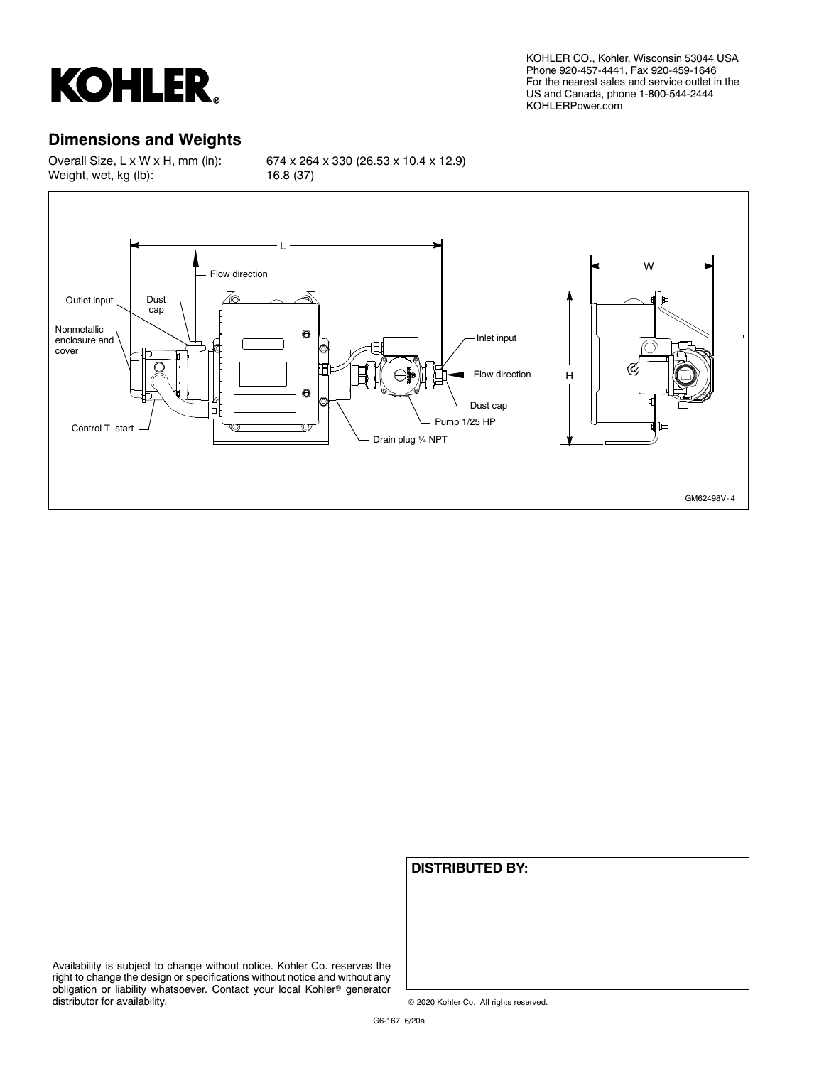KOHLER CO., Kohler, Wisconsin 53044 USA
Phone 920-457-4441, Fax 920-459-1646
For the nearest sales and service outlet in the US and Canada, phone 1-800-544-2444
KOHLERPower.com

## Dimensions and Weights

Overall Size, L x W x H, mm (in): 674 x 264 x 330 (26.53 x 10.4 x 12.9)
Weight, wet, kg (lb): 16.8 (37)

L
Flow direction
Outlet input
Dust cap
Nonmetallic enclosure and cover
Control T-start
Inlet input
Flow direction
Dust cap
Pump 1/25 HP
Drain plug ¼ NPT
W
H
GM62498V-4

**DISTRIBUTED BY:**

Availability is subject to change without notice. Kohler Co. reserves the right to change the design or specifications without notice and without any obligation or liability whatsoever. Contact your local Kohler® generator distributor for availability.

© 2020 Kohler Co. All rights reserved.

G6-167 6/20a